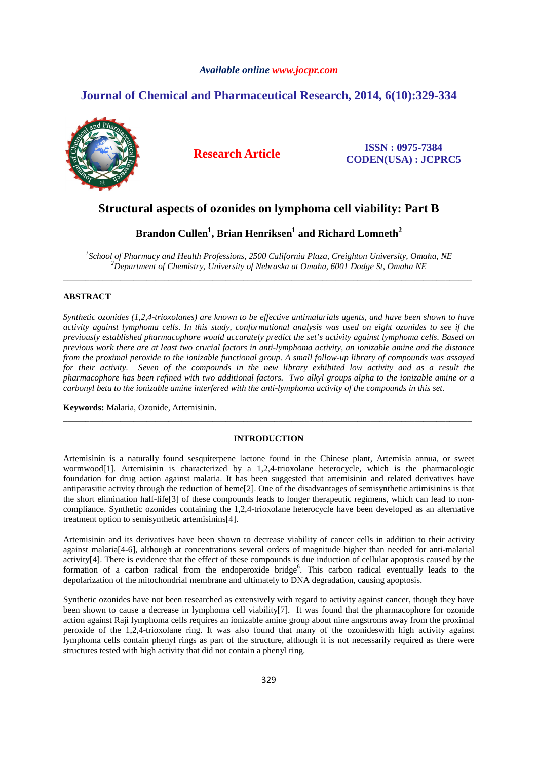*Available online www.jocpr.com*

## Journal of Chemical and Pharmaceutical Research, 2014, 6(10):329-334

**Research Article**

**ISSN : 0975-7384**
**CODEN(USA) : JCPRC5**

# Structural aspects of ozonides on lymphoma cell viability: Part B

**Brandon Cullen[1], Brian Henriksen[1] and Richard Lomneth[2]**

*[1]School of Pharmacy and Health Professions, 2500 California Plaza, Creighton University, Omaha, NE*
*[2]Department of Chemistry, University of Nebraska at Omaha, 6001 Dodge St, Omaha NE*

---

## ABSTRACT

*Synthetic ozonides (1,2,4-trioxolanes) are known to be effective antimalarials agents, and have been shown to have activity against lymphoma cells. In this study, conformational analysis was used on eight ozonides to see if the previously established pharmacophore would accurately predict the set's activity against lymphoma cells. Based on previous work there are at least two crucial factors in anti-lymphoma activity, an ionizable amine and the distance from the proximal peroxide to the ionizable functional group. A small follow-up library of compounds was assayed for their activity. Seven of the compounds in the new library exhibited low activity and as a result the pharmacophore has been refined with two additional factors. Two alkyl groups alpha to the ionizable amine or a carbonyl beta to the ionizable amine interfered with the anti-lymphoma activity of the compounds in this set.*

**Keywords:** Malaria, Ozonide, Artemisinin.

---

## INTRODUCTION

Artemisinin is a naturally found sesquiterpene lactone found in the Chinese plant, Artemisia annua, or sweet wormwood[1]. Artemisinin is characterized by a 1,2,4-trioxolane heterocycle, which is the pharmacologic foundation for drug action against malaria. It has been suggested that artemisinin and related derivatives have antiparasitic activity through the reduction of heme[2]. One of the disadvantages of semisynthetic artimisinins is that the short elimination half-life[3] of these compounds leads to longer therapeutic regimens, which can lead to non-compliance. Synthetic ozonides containing the 1,2,4-trioxolane heterocycle have been developed as an alternative treatment option to semisynthetic artemisinins[4].

Artemisinin and its derivatives have been shown to decrease viability of cancer cells in addition to their activity against malaria[4-6], although at concentrations several orders of magnitude higher than needed for anti-malarial activity[4]. There is evidence that the effect of these compounds is due induction of cellular apoptosis caused by the formation of a carbon radical from the endoperoxide bridge[6]. This carbon radical eventually leads to the depolarization of the mitochondrial membrane and ultimately to DNA degradation, causing apoptosis.

Synthetic ozonides have not been researched as extensively with regard to activity against cancer, though they have been shown to cause a decrease in lymphoma cell viability[7]. It was found that the pharmacophore for ozonide action against Raji lymphoma cells requires an ionizable amine group about nine angstroms away from the proximal peroxide of the 1,2,4-trioxolane ring. It was also found that many of the ozonideswith high activity against lymphoma cells contain phenyl rings as part of the structure, although it is not necessarily required as there were structures tested with high activity that did not contain a phenyl ring.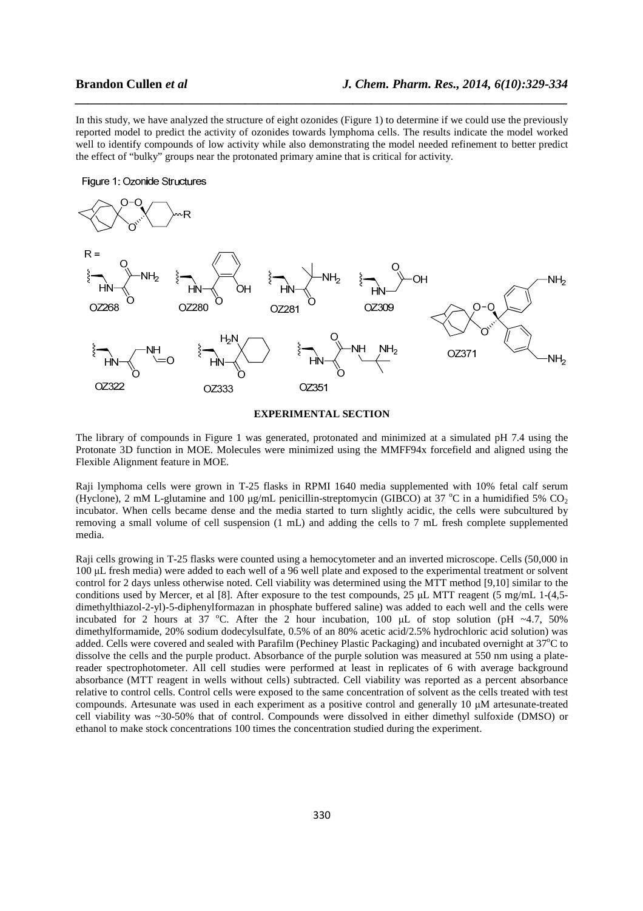In this study, we have analyzed the structure of eight ozonides (Figure 1) to determine if we could use the previously reported model to predict the activity of ozonides towards lymphoma cells. The results indicate the model worked well to identify compounds of low activity while also demonstrating the model needed refinement to better predict the effect of "bulky" groups near the protonated primary amine that is critical for activity.

Figure 1: Ozonide Structures

## EXPERIMENTAL SECTION

The library of compounds in Figure 1 was generated, protonated and minimized at a simulated pH 7.4 using the Protonate 3D function in MOE. Molecules were minimized using the MMFF94x forcefield and aligned using the Flexible Alignment feature in MOE.

Raji lymphoma cells were grown in T-25 flasks in RPMI 1640 media supplemented with 10% fetal calf serum (Hyclone), 2 mM L-glutamine and 100 μg/mL penicillin-streptomycin (GIBCO) at 37 °C in a humidified 5% $CO_2$ incubator. When cells became dense and the media started to turn slightly acidic, the cells were subcultured by removing a small volume of cell suspension (1 mL) and adding the cells to 7 mL fresh complete supplemented media.

Raji cells growing in T-25 flasks were counted using a hemocytometer and an inverted microscope. Cells (50,000 in 100 μL fresh media) were added to each well of a 96 well plate and exposed to the experimental treatment or solvent control for 2 days unless otherwise noted. Cell viability was determined using the MTT method [9,10] similar to the conditions used by Mercer, et al [8]. After exposure to the test compounds, 25 μL MTT reagent (5 mg/mL 1-(4,5-dimethylthiazol-2-yl)-5-diphenylformazan in phosphate buffered saline) was added to each well and the cells were incubated for 2 hours at 37 °C. After the 2 hour incubation, 100 μL of stop solution (pH ~4.7, 50% dimethylformamide, 20% sodium dodecylsulfate, 0.5% of an 80% acetic acid/2.5% hydrochloric acid solution) was added. Cells were covered and sealed with Parafilm (Pechiney Plastic Packaging) and incubated overnight at 37°C to dissolve the cells and the purple product. Absorbance of the purple solution was measured at 550 nm using a plate-reader spectrophotometer. All cell studies were performed at least in replicates of 6 with average background absorbance (MTT reagent in wells without cells) subtracted. Cell viability was reported as a percent absorbance relative to control cells. Control cells were exposed to the same concentration of solvent as the cells treated with test compounds. Artesunate was used in each experiment as a positive control and generally 10 μM artesunate-treated cell viability was ~30-50% that of control. Compounds were dissolved in either dimethyl sulfoxide (DMSO) or ethanol to make stock concentrations 100 times the concentration studied during the experiment.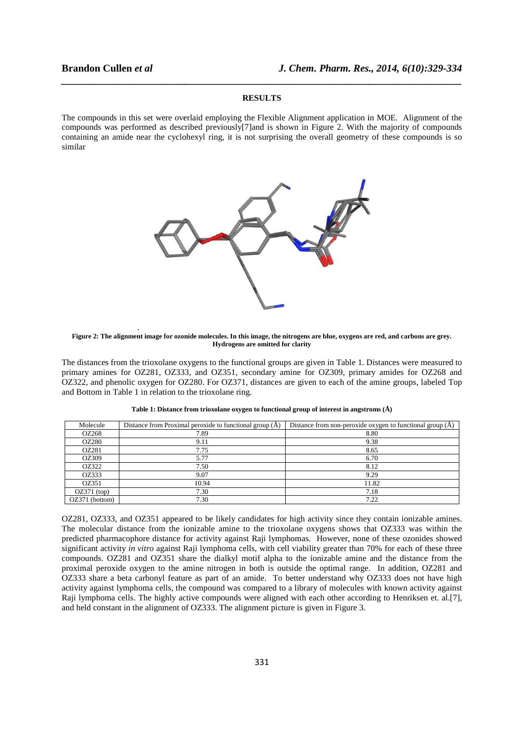## RESULTS

The compounds in this set were overlaid employing the Flexible Alignment application in MOE. Alignment of the compounds was performed as described previously[7]and is shown in Figure 2. With the majority of compounds containing an amide near the cyclohexyl ring, it is not surprising the overall geometry of these compounds is so similar

**Figure 2: The alignment image for ozonide molecules. In this image, the nitrogens are blue, oxygens are red, and carbons are grey. Hydrogens are omitted for clarity**

The distances from the trioxolane oxygens to the functional groups are given in Table 1. Distances were measured to primary amines for OZ281, OZ333, and OZ351, secondary amine for OZ309, primary amides for OZ268 and OZ322, and phenolic oxygen for OZ280. For OZ371, distances are given to each of the amine groups, labeled Top and Bottom in Table 1 in relation to the trioxolane ring.

**Table 1: Distance from trioxolane oxygen to functional group of interest in angstroms (Å)**

| Molecule | Distance from Proximal peroxide to functional group (Å) | Distance from non-peroxide oxygen to functional group (Å) |
|---|---|---|
| OZ268 | 7.89 | 8.80 |
| OZ280 | 9.11 | 9.38 |
| OZ281 | 7.75 | 8.65 |
| OZ309 | 5.77 | 6.70 |
| OZ322 | 7.50 | 8.12 |
| OZ333 | 9.07 | 9.29 |
| OZ351 | 10.94 | 11.82 |
| OZ371 (top) | 7.30 | 7.18 |
| OZ371 (bottom) | 7.30 | 7.22 |

OZ281, OZ333, and OZ351 appeared to be likely candidates for high activity since they contain ionizable amines. The molecular distance from the ionizable amine to the trioxolane oxygens shows that OZ333 was within the predicted pharmacophore distance for activity against Raji lymphomas. However, none of these ozonides showed significant activity *in vitro* against Raji lymphoma cells, with cell viability greater than 70% for each of these three compounds. OZ281 and OZ351 share the dialkyl motif alpha to the ionizable amine and the distance from the proximal peroxide oxygen to the amine nitrogen in both is outside the optimal range. In addition, OZ281 and OZ333 share a beta carbonyl feature as part of an amide. To better understand why OZ333 does not have high activity against lymphoma cells, the compound was compared to a library of molecules with known activity against Raji lymphoma cells. The highly active compounds were aligned with each other according to Henriksen et. al.[7], and held constant in the alignment of OZ333. The alignment picture is given in Figure 3.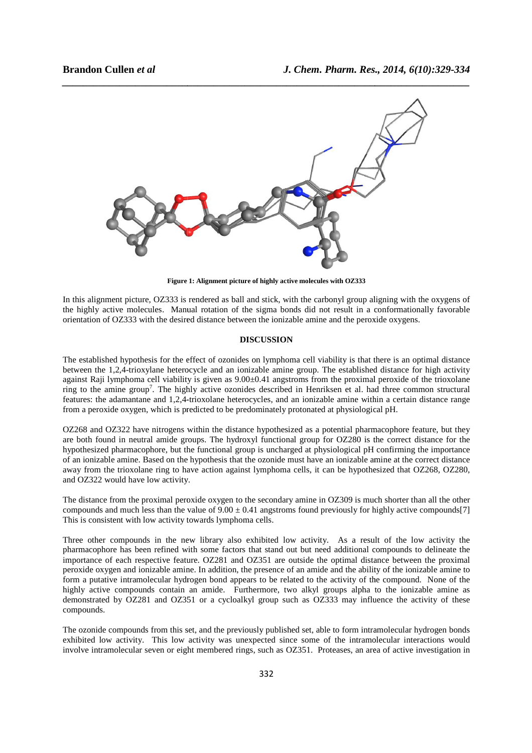**Figure 1: Alignment picture of highly active molecules with OZ333**

In this alignment picture, OZ333 is rendered as ball and stick, with the carbonyl group aligning with the oxygens of the highly active molecules. Manual rotation of the sigma bonds did not result in a conformationally favorable orientation of OZ333 with the desired distance between the ionizable amine and the peroxide oxygens.

## DISCUSSION

The established hypothesis for the effect of ozonides on lymphoma cell viability is that there is an optimal distance between the 1,2,4-trioxylane heterocycle and an ionizable amine group. The established distance for high activity against Raji lymphoma cell viability is given as $9.00 \pm 0.41$ angstroms from the proximal peroxide of the trioxolane ring to the amine group[7]. The highly active ozonides described in Henriksen et al. had three common structural features: the adamantane and 1,2,4-trioxolane heterocycles, and an ionizable amine within a certain distance range from a peroxide oxygen, which is predicted to be predominately protonated at physiological pH.

OZ268 and OZ322 have nitrogens within the distance hypothesized as a potential pharmacophore feature, but they are both found in neutral amide groups. The hydroxyl functional group for OZ280 is the correct distance for the hypothesized pharmacophore, but the functional group is uncharged at physiological pH confirming the importance of an ionizable amine. Based on the hypothesis that the ozonide must have an ionizable amine at the correct distance away from the trioxolane ring to have action against lymphoma cells, it can be hypothesized that OZ268, OZ280, and OZ322 would have low activity.

The distance from the proximal peroxide oxygen to the secondary amine in OZ309 is much shorter than all the other compounds and much less than the value of $9.00 \pm 0.41$ angstroms found previously for highly active compounds[7] This is consistent with low activity towards lymphoma cells.

Three other compounds in the new library also exhibited low activity. As a result of the low activity the pharmacophore has been refined with some factors that stand out but need additional compounds to delineate the importance of each respective feature. OZ281 and OZ351 are outside the optimal distance between the proximal peroxide oxygen and ionizable amine. In addition, the presence of an amide and the ability of the ionizable amine to form a putative intramolecular hydrogen bond appears to be related to the activity of the compound. None of the highly active compounds contain an amide. Furthermore, two alkyl groups alpha to the ionizable amine as demonstrated by OZ281 and OZ351 or a cycloalkyl group such as OZ333 may influence the activity of these compounds.

The ozonide compounds from this set, and the previously published set, able to form intramolecular hydrogen bonds exhibited low activity. This low activity was unexpected since some of the intramolecular interactions would involve intramolecular seven or eight membered rings, such as OZ351. Proteases, an area of active investigation in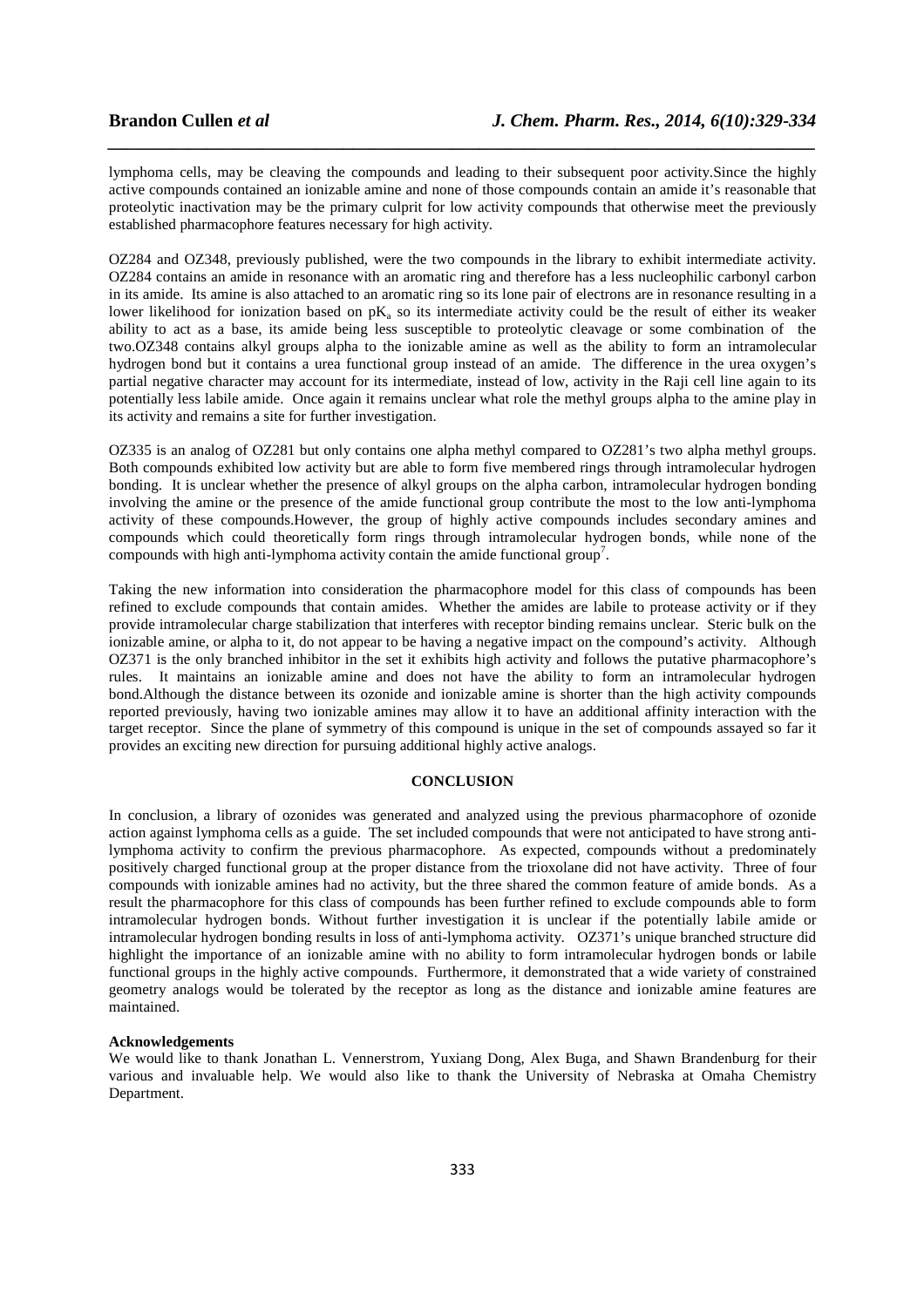lymphoma cells, may be cleaving the compounds and leading to their subsequent poor activity.Since the highly active compounds contained an ionizable amine and none of those compounds contain an amide it's reasonable that proteolytic inactivation may be the primary culprit for low activity compounds that otherwise meet the previously established pharmacophore features necessary for high activity.

OZ284 and OZ348, previously published, were the two compounds in the library to exhibit intermediate activity. OZ284 contains an amide in resonance with an aromatic ring and therefore has a less nucleophilic carbonyl carbon in its amide. Its amine is also attached to an aromatic ring so its lone pair of electrons are in resonance resulting in a lower likelihood for ionization based on $pK_a$ so its intermediate activity could be the result of either its weaker ability to act as a base, its amide being less susceptible to proteolytic cleavage or some combination of the two.OZ348 contains alkyl groups alpha to the ionizable amine as well as the ability to form an intramolecular hydrogen bond but it contains a urea functional group instead of an amide. The difference in the urea oxygen's partial negative character may account for its intermediate, instead of low, activity in the Raji cell line again to its potentially less labile amide. Once again it remains unclear what role the methyl groups alpha to the amine play in its activity and remains a site for further investigation.

OZ335 is an analog of OZ281 but only contains one alpha methyl compared to OZ281's two alpha methyl groups. Both compounds exhibited low activity but are able to form five membered rings through intramolecular hydrogen bonding. It is unclear whether the presence of alkyl groups on the alpha carbon, intramolecular hydrogen bonding involving the amine or the presence of the amide functional group contribute the most to the low anti-lymphoma activity of these compounds.However, the group of highly active compounds includes secondary amines and compounds which could theoretically form rings through intramolecular hydrogen bonds, while none of the compounds with high anti-lymphoma activity contain the amide functional group[7].

Taking the new information into consideration the pharmacophore model for this class of compounds has been refined to exclude compounds that contain amides. Whether the amides are labile to protease activity or if they provide intramolecular charge stabilization that interferes with receptor binding remains unclear. Steric bulk on the ionizable amine, or alpha to it, do not appear to be having a negative impact on the compound's activity. Although OZ371 is the only branched inhibitor in the set it exhibits high activity and follows the putative pharmacophore's rules. It maintains an ionizable amine and does not have the ability to form an intramolecular hydrogen bond.Although the distance between its ozonide and ionizable amine is shorter than the high activity compounds reported previously, having two ionizable amines may allow it to have an additional affinity interaction with the target receptor. Since the plane of symmetry of this compound is unique in the set of compounds assayed so far it provides an exciting new direction for pursuing additional highly active analogs.

## CONCLUSION

In conclusion, a library of ozonides was generated and analyzed using the previous pharmacophore of ozonide action against lymphoma cells as a guide. The set included compounds that were not anticipated to have strong anti-lymphoma activity to confirm the previous pharmacophore. As expected, compounds without a predominately positively charged functional group at the proper distance from the trioxolane did not have activity. Three of four compounds with ionizable amines had no activity, but the three shared the common feature of amide bonds. As a result the pharmacophore for this class of compounds has been further refined to exclude compounds able to form intramolecular hydrogen bonds. Without further investigation it is unclear if the potentially labile amide or intramolecular hydrogen bonding results in loss of anti-lymphoma activity. OZ371's unique branched structure did highlight the importance of an ionizable amine with no ability to form intramolecular hydrogen bonds or labile functional groups in the highly active compounds. Furthermore, it demonstrated that a wide variety of constrained geometry analogs would be tolerated by the receptor as long as the distance and ionizable amine features are maintained.

**Acknowledgements**

We would like to thank Jonathan L. Vennerstrom, Yuxiang Dong, Alex Buga, and Shawn Brandenburg for their various and invaluable help. We would also like to thank the University of Nebraska at Omaha Chemistry Department.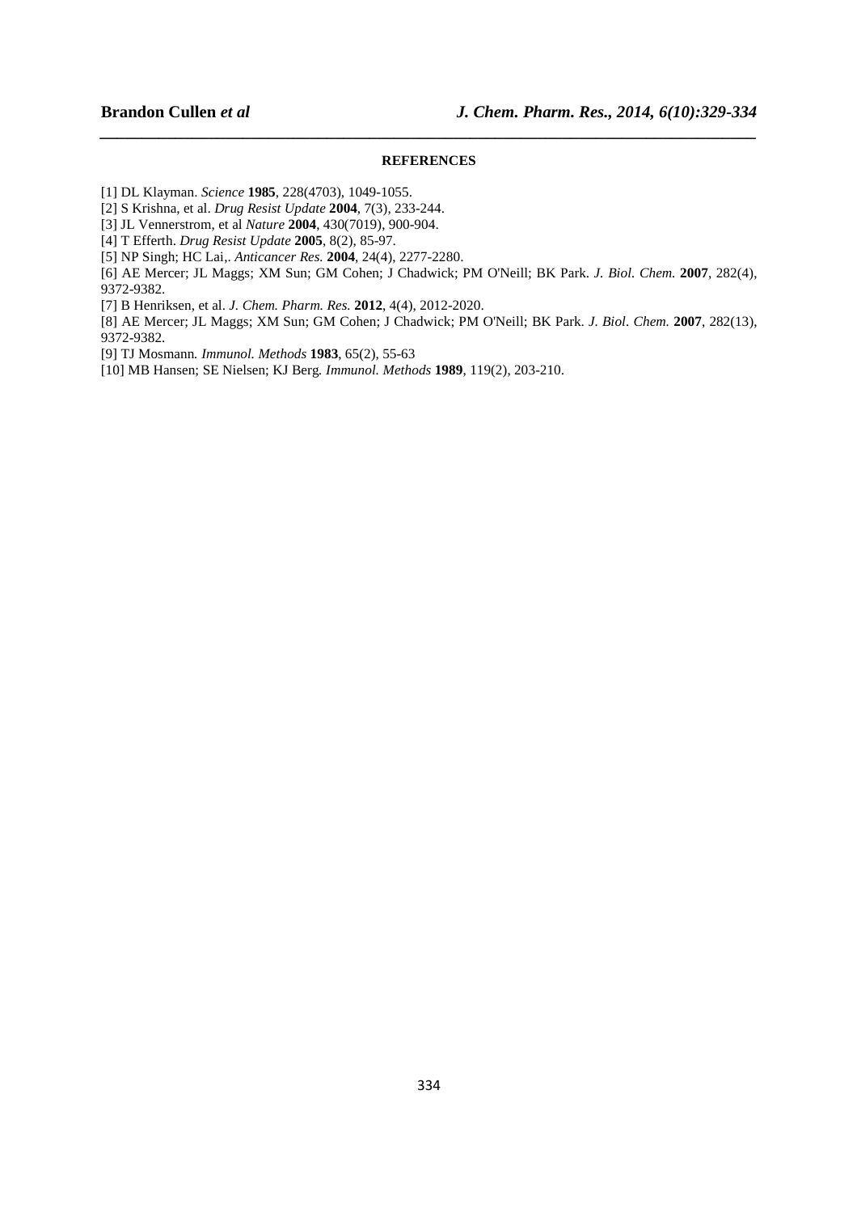## REFERENCES

[1] DL Klayman. *Science* **1985**, 228(4703), 1049-1055.

[2] S Krishna, et al. *Drug Resist Update* **2004**, 7(3), 233-244.

[3] JL Vennerstrom, et al *Nature* **2004**, 430(7019), 900-904.

[4] T Efferth. *Drug Resist Update* **2005**, 8(2), 85-97.

[5] NP Singh; HC Lai,. *Anticancer Res.* **2004**, 24(4), 2277-2280.

[6] AE Mercer; JL Maggs; XM Sun; GM Cohen; J Chadwick; PM O'Neill; BK Park. *J. Biol. Chem.* **2007**, 282(4), 9372-9382.

[7] B Henriksen, et al. *J. Chem. Pharm. Res.* **2012**, 4(4), 2012-2020.

[8] AE Mercer; JL Maggs; XM Sun; GM Cohen; J Chadwick; PM O'Neill; BK Park. *J. Biol. Chem.* **2007**, 282(13), 9372-9382.

[9] TJ Mosmann. *Immunol. Methods* **1983**, 65(2), 55-63

[10] MB Hansen; SE Nielsen; KJ Berg. *Immunol. Methods* **1989**, 119(2), 203-210.